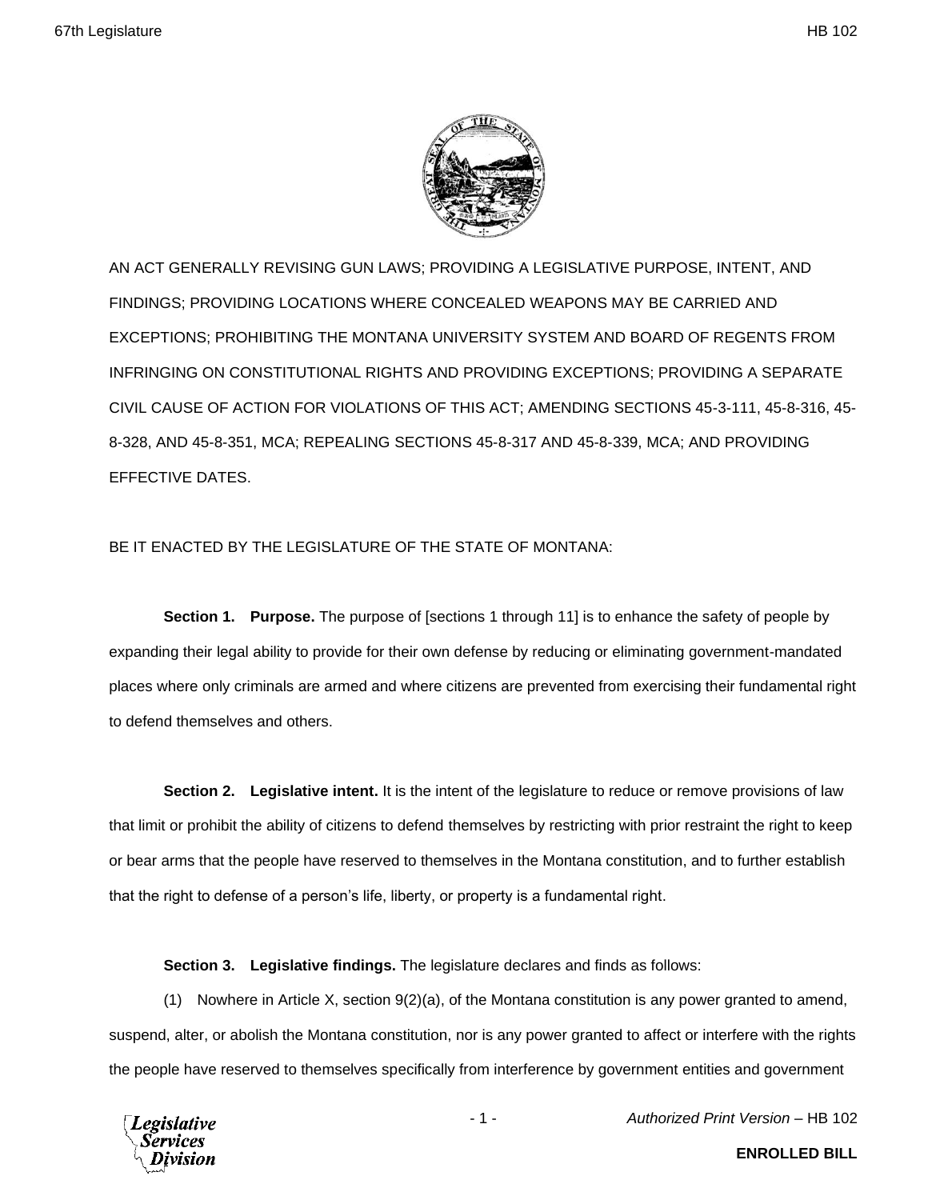AN ACT GENERALLY REVISING GUN LAWS; PROVIDING A LEGISLATIVE PURPOSE, INTENT, AND FINDINGS; PROVIDING LOCATIONS WHERE CONCEALED WEAPONS MAY BE CARRIED AND EXCEPTIONS; PROHIBITING THE MONTANA UNIVERSITY SYSTEM AND BOARD OF REGENTS FROM INFRINGING ON CONSTITUTIONAL RIGHTS AND PROVIDING EXCEPTIONS; PROVIDING A SEPARATE CIVIL CAUSE OF ACTION FOR VIOLATIONS OF THIS ACT; AMENDING SECTIONS 45-3-111, 45-8-316, 45-8-328, AND 45-8-351, MCA; REPEALING SECTIONS 45-8-317 AND 45-8-339, MCA; AND PROVIDING EFFECTIVE DATES.

BE IT ENACTED BY THE LEGISLATURE OF THE STATE OF MONTANA:

**Section 1. Purpose.** The purpose of [sections 1 through 11] is to enhance the safety of people by expanding their legal ability to provide for their own defense by reducing or eliminating government-mandated places where only criminals are armed and where citizens are prevented from exercising their fundamental right to defend themselves and others.

**Section 2. Legislative intent.** It is the intent of the legislature to reduce or remove provisions of law that limit or prohibit the ability of citizens to defend themselves by restricting with prior restraint the right to keep or bear arms that the people have reserved to themselves in the Montana constitution, and to further establish that the right to defense of a person's life, liberty, or property is a fundamental right.

**Section 3. Legislative findings.** The legislature declares and finds as follows:

(1) Nowhere in Article X, section 9(2)(a), of the Montana constitution is any power granted to amend, suspend, alter, or abolish the Montana constitution, nor is any power granted to affect or interfere with the rights the people have reserved to themselves specifically from interference by government entities and government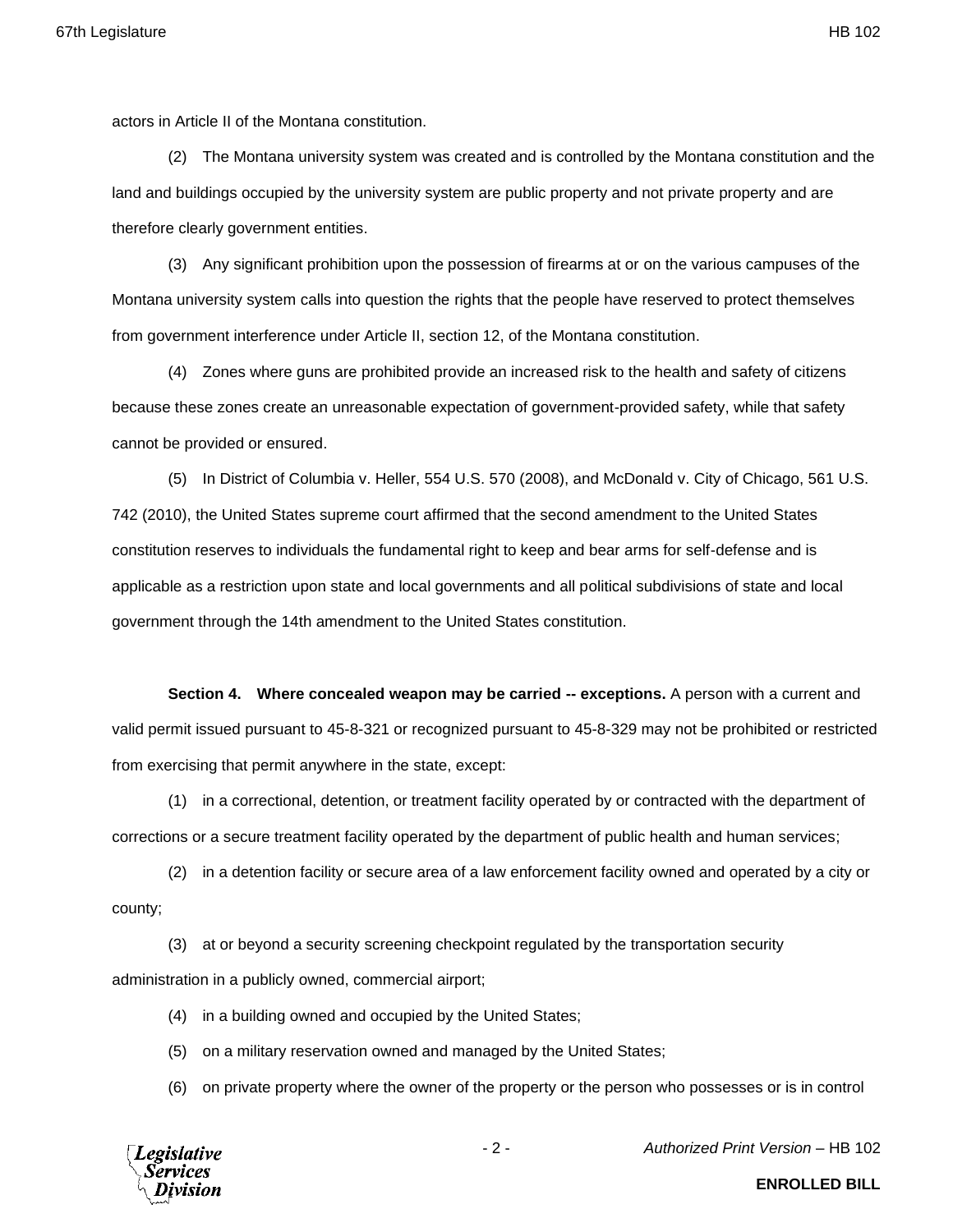actors in Article II of the Montana constitution.

(2) The Montana university system was created and is controlled by the Montana constitution and the land and buildings occupied by the university system are public property and not private property and are therefore clearly government entities.

(3) Any significant prohibition upon the possession of firearms at or on the various campuses of the Montana university system calls into question the rights that the people have reserved to protect themselves from government interference under Article II, section 12, of the Montana constitution.

(4) Zones where guns are prohibited provide an increased risk to the health and safety of citizens because these zones create an unreasonable expectation of government-provided safety, while that safety cannot be provided or ensured.

(5) In District of Columbia v. Heller, 554 U.S. 570 (2008), and McDonald v. City of Chicago, 561 U.S. 742 (2010), the United States supreme court affirmed that the second amendment to the United States constitution reserves to individuals the fundamental right to keep and bear arms for self-defense and is applicable as a restriction upon state and local governments and all political subdivisions of state and local government through the 14th amendment to the United States constitution.

**Section 4. Where concealed weapon may be carried -- exceptions.** A person with a current and valid permit issued pursuant to 45-8-321 or recognized pursuant to 45-8-329 may not be prohibited or restricted from exercising that permit anywhere in the state, except:

(1) in a correctional, detention, or treatment facility operated by or contracted with the department of corrections or a secure treatment facility operated by the department of public health and human services;

(2) in a detention facility or secure area of a law enforcement facility owned and operated by a city or county;

(3) at or beyond a security screening checkpoint regulated by the transportation security administration in a publicly owned, commercial airport;

(4) in a building owned and occupied by the United States;

(5) on a military reservation owned and managed by the United States;

(6) on private property where the owner of the property or the person who possesses or is in control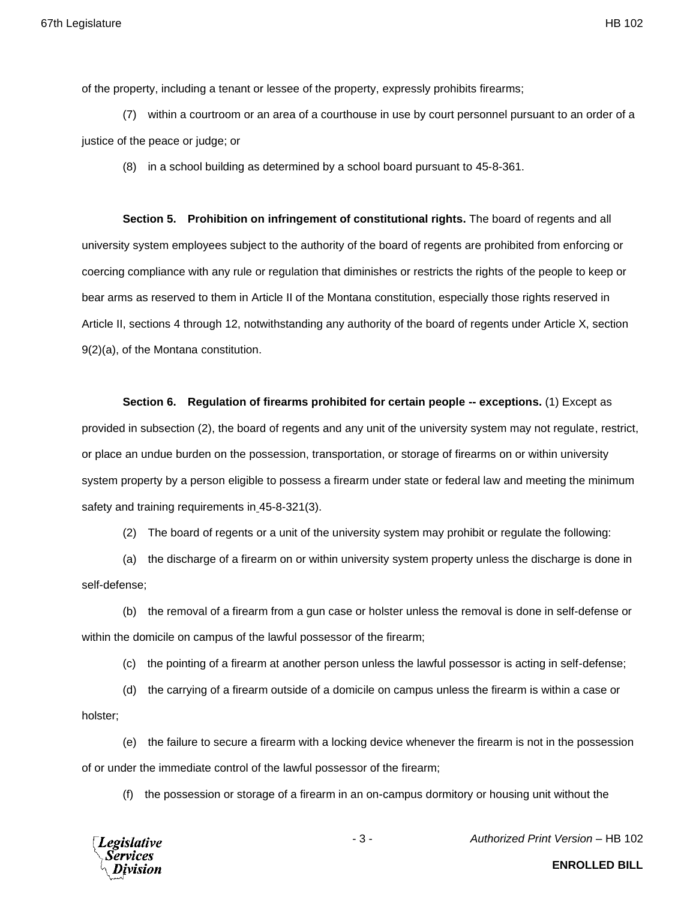of the property, including a tenant or lessee of the property, expressly prohibits firearms;

(7) within a courtroom or an area of a courthouse in use by court personnel pursuant to an order of a justice of the peace or judge; or

(8) in a school building as determined by a school board pursuant to 45-8-361.

**Section 5. Prohibition on infringement of constitutional rights.** The board of regents and all university system employees subject to the authority of the board of regents are prohibited from enforcing or coercing compliance with any rule or regulation that diminishes or restricts the rights of the people to keep or bear arms as reserved to them in Article II of the Montana constitution, especially those rights reserved in Article II, sections 4 through 12, notwithstanding any authority of the board of regents under Article X, section 9(2)(a), of the Montana constitution.

**Section 6. Regulation of firearms prohibited for certain people -- exceptions.** (1) Except as provided in subsection (2), the board of regents and any unit of the university system may not regulate, restrict, or place an undue burden on the possession, transportation, or storage of firearms on or within university system property by a person eligible to possess a firearm under state or federal law and meeting the minimum safety and training requirements in 45-8-321(3).

(2) The board of regents or a unit of the university system may prohibit or regulate the following:

(a) the discharge of a firearm on or within university system property unless the discharge is done in self-defense;

(b) the removal of a firearm from a gun case or holster unless the removal is done in self-defense or within the domicile on campus of the lawful possessor of the firearm;

(c) the pointing of a firearm at another person unless the lawful possessor is acting in self-defense;

(d) the carrying of a firearm outside of a domicile on campus unless the firearm is within a case or holster;

(e) the failure to secure a firearm with a locking device whenever the firearm is not in the possession of or under the immediate control of the lawful possessor of the firearm;

(f) the possession or storage of a firearm in an on-campus dormitory or housing unit without the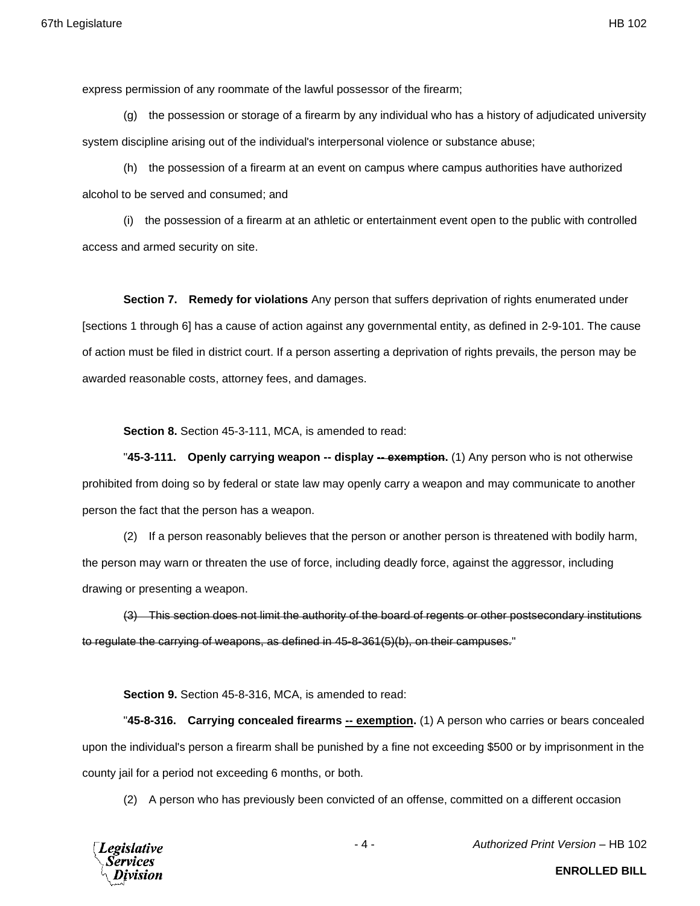express permission of any roommate of the lawful possessor of the firearm;

(g) the possession or storage of a firearm by any individual who has a history of adjudicated university system discipline arising out of the individual's interpersonal violence or substance abuse;

(h) the possession of a firearm at an event on campus where campus authorities have authorized alcohol to be served and consumed; and

(i) the possession of a firearm at an athletic or entertainment event open to the public with controlled access and armed security on site.

**Section 7. Remedy for violations** Any person that suffers deprivation of rights enumerated under [sections 1 through 6] has a cause of action against any governmental entity, as defined in 2-9-101. The cause of action must be filed in district court. If a person asserting a deprivation of rights prevails, the person may be awarded reasonable costs, attorney fees, and damages.

**Section 8.** Section 45-3-111, MCA, is amended to read:

"**45-3-111. Openly carrying weapon -- display ~~-- exemption~~.** (1) Any person who is not otherwise prohibited from doing so by federal or state law may openly carry a weapon and may communicate to another person the fact that the person has a weapon.

(2) If a person reasonably believes that the person or another person is threatened with bodily harm, the person may warn or threaten the use of force, including deadly force, against the aggressor, including drawing or presenting a weapon.

~~(3) This section does not limit the authority of the board of regents or other postsecondary institutions to regulate the carrying of weapons, as defined in 45-8-361(5)(b), on their campuses.~~"

**Section 9.** Section 45-8-316, MCA, is amended to read:

"**45-8-316. Carrying concealed firearms <u>-- exemption</u>.** (1) A person who carries or bears concealed upon the individual's person a firearm shall be punished by a fine not exceeding $500 or by imprisonment in the county jail for a period not exceeding 6 months, or both.

(2) A person who has previously been convicted of an offense, committed on a different occasion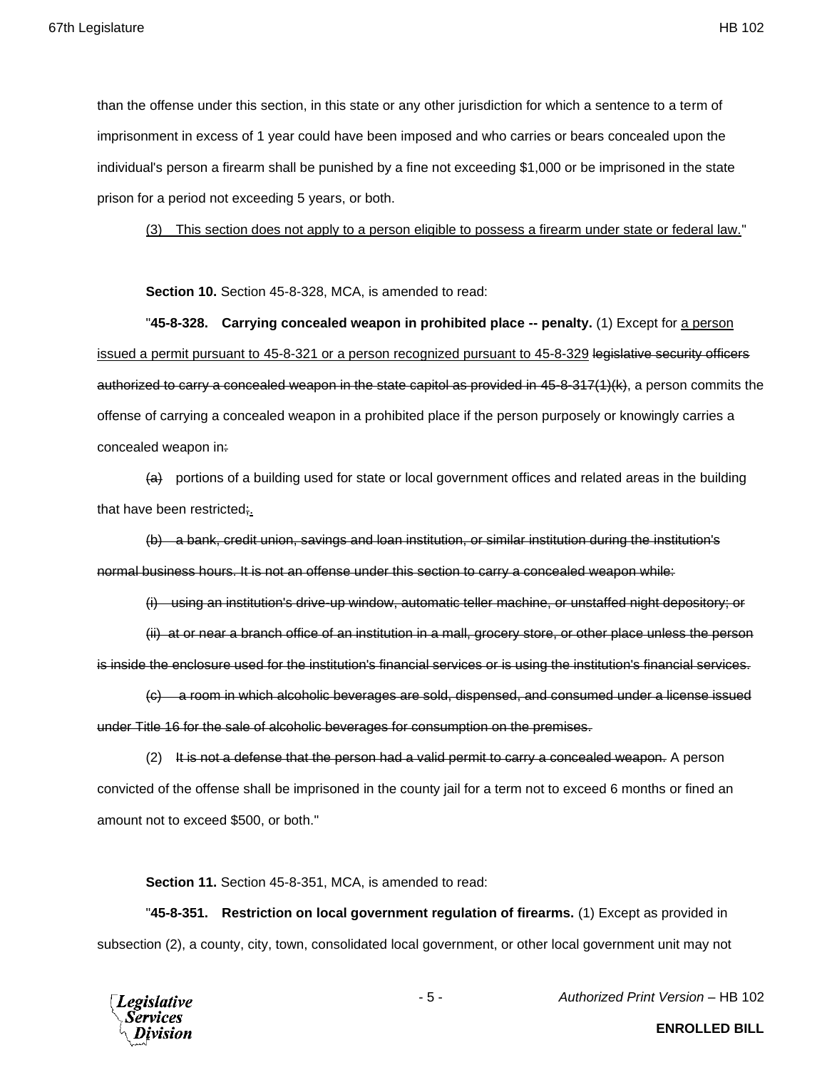than the offense under this section, in this state or any other jurisdiction for which a sentence to a term of imprisonment in excess of 1 year could have been imposed and who carries or bears concealed upon the individual's person a firearm shall be punished by a fine not exceeding $1,000 or be imprisoned in the state prison for a period not exceeding 5 years, or both.

<u>(3) This section does not apply to a person eligible to possess a firearm under state or federal law.</u>"

**Section 10.** Section 45-8-328, MCA, is amended to read:

"**45-8-328. Carrying concealed weapon in prohibited place -- penalty.** (1) Except for <u>a person issued a permit pursuant to 45-8-321 or a person recognized pursuant to 45-8-329</u> ~~legislative security officers authorized to carry a concealed weapon in the state capitol as provided in 45-8-317(1)(k)~~, a person commits the offense of carrying a concealed weapon in a prohibited place if the person purposely or knowingly carries a concealed weapon in~~:~~

~~(a)~~ portions of a building used for state or local government offices and related areas in the building that have been restricted~~;~~<u>.</u>

~~(b) a bank, credit union, savings and loan institution, or similar institution during the institution's normal business hours. It is not an offense under this section to carry a concealed weapon while:~~

~~(i) using an institution's drive-up window, automatic teller machine, or unstaffed night depository; or~~

~~(ii) at or near a branch office of an institution in a mall, grocery store, or other place unless the person is inside the enclosure used for the institution's financial services or is using the institution's financial services.~~

~~(c) a room in which alcoholic beverages are sold, dispensed, and consumed under a license issued under Title 16 for the sale of alcoholic beverages for consumption on the premises.~~

(2) ~~It is not a defense that the person had a valid permit to carry a concealed weapon.~~ A person convicted of the offense shall be imprisoned in the county jail for a term not to exceed 6 months or fined an amount not to exceed $500, or both."

**Section 11.** Section 45-8-351, MCA, is amended to read:

"**45-8-351. Restriction on local government regulation of firearms.** (1) Except as provided in subsection (2), a county, city, town, consolidated local government, or other local government unit may not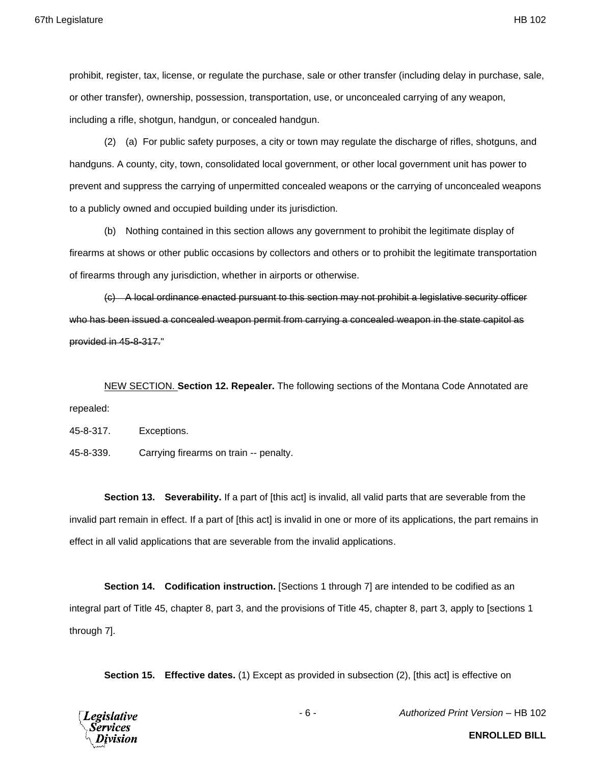prohibit, register, tax, license, or regulate the purchase, sale or other transfer (including delay in purchase, sale, or other transfer), ownership, possession, transportation, use, or unconcealed carrying of any weapon, including a rifle, shotgun, handgun, or concealed handgun.

(2) (a) For public safety purposes, a city or town may regulate the discharge of rifles, shotguns, and handguns. A county, city, town, consolidated local government, or other local government unit has power to prevent and suppress the carrying of unpermitted concealed weapons or the carrying of unconcealed weapons to a publicly owned and occupied building under its jurisdiction.

(b) Nothing contained in this section allows any government to prohibit the legitimate display of firearms at shows or other public occasions by collectors and others or to prohibit the legitimate transportation of firearms through any jurisdiction, whether in airports or otherwise.

~~(c) A local ordinance enacted pursuant to this section may not prohibit a legislative security officer who has been issued a concealed weapon permit from carrying a concealed weapon in the state capitol as provided in 45-8-317.~~"

<u>NEW SECTION.</u> **Section 12. Repealer.** The following sections of the Montana Code Annotated are repealed:

45-8-317. Exceptions.

45-8-339. Carrying firearms on train -- penalty.

**Section 13. Severability.** If a part of [this act] is invalid, all valid parts that are severable from the invalid part remain in effect. If a part of [this act] is invalid in one or more of its applications, the part remains in effect in all valid applications that are severable from the invalid applications.

**Section 14. Codification instruction.** [Sections 1 through 7] are intended to be codified as an integral part of Title 45, chapter 8, part 3, and the provisions of Title 45, chapter 8, part 3, apply to [sections 1 through 7].

**Section 15. Effective dates.** (1) Except as provided in subsection (2), [this act] is effective on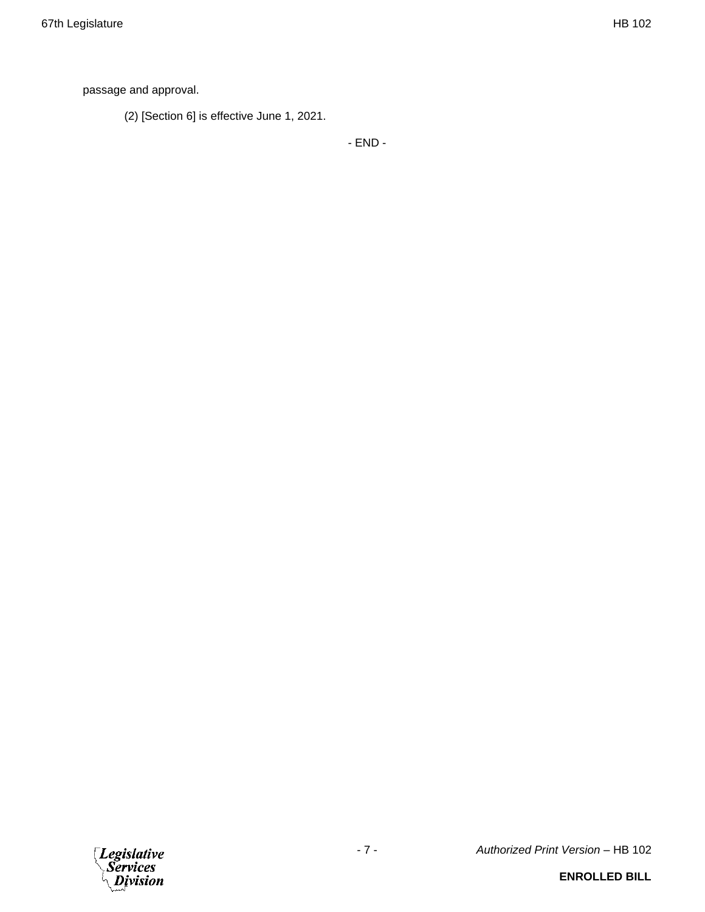passage and approval.

(2) [Section 6] is effective June 1, 2021.

- END -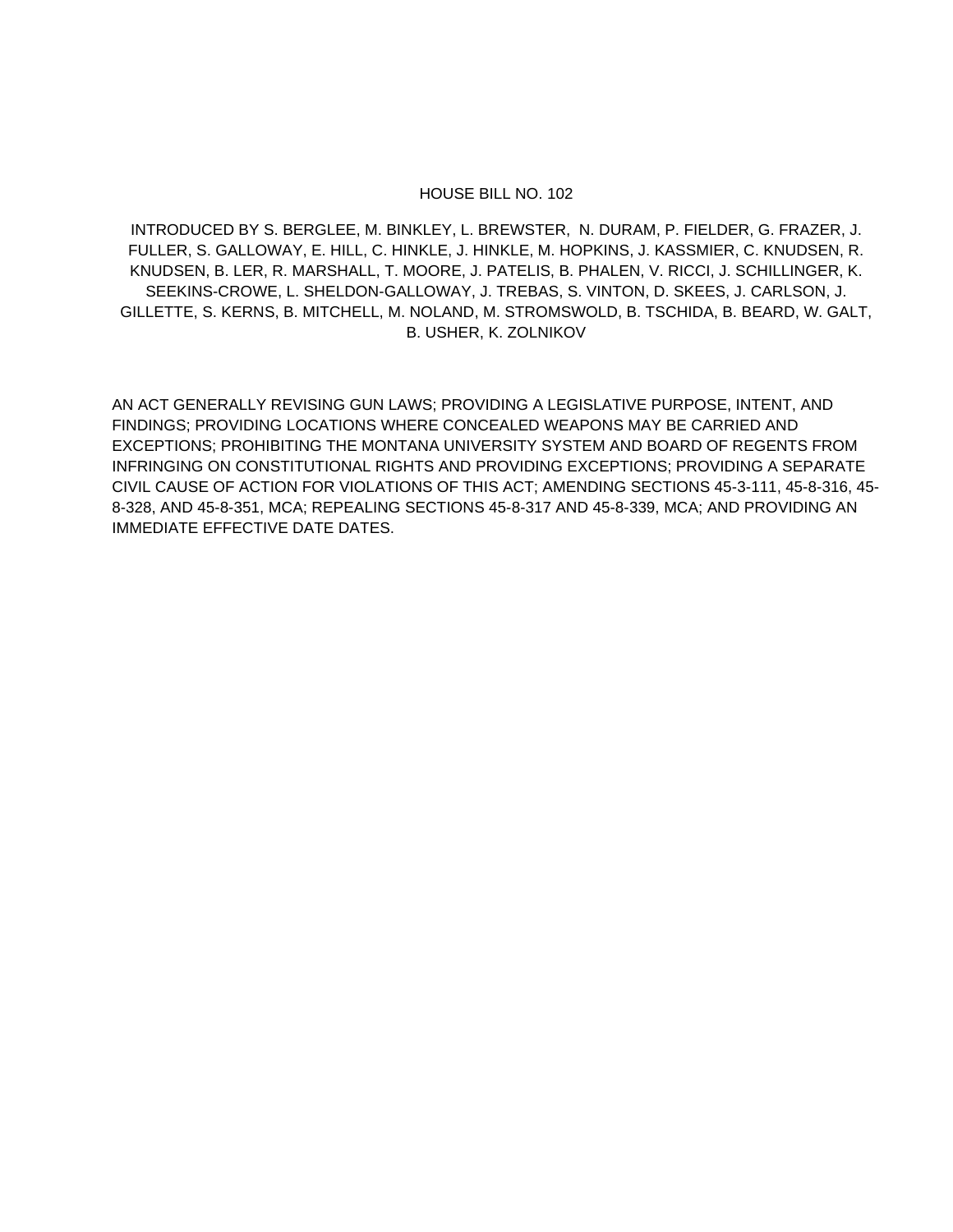HOUSE BILL NO. 102

INTRODUCED BY S. BERGLEE, M. BINKLEY, L. BREWSTER, N. DURAM, P. FIELDER, G. FRAZER, J. FULLER, S. GALLOWAY, E. HILL, C. HINKLE, J. HINKLE, M. HOPKINS, J. KASSMIER, C. KNUDSEN, R. KNUDSEN, B. LER, R. MARSHALL, T. MOORE, J. PATELIS, B. PHALEN, V. RICCI, J. SCHILLINGER, K. SEEKINS-CROWE, L. SHELDON-GALLOWAY, J. TREBAS, S. VINTON, D. SKEES, J. CARLSON, J. GILLETTE, S. KERNS, B. MITCHELL, M. NOLAND, M. STROMSWOLD, B. TSCHIDA, B. BEARD, W. GALT, B. USHER, K. ZOLNIKOV

AN ACT GENERALLY REVISING GUN LAWS; PROVIDING A LEGISLATIVE PURPOSE, INTENT, AND FINDINGS; PROVIDING LOCATIONS WHERE CONCEALED WEAPONS MAY BE CARRIED AND EXCEPTIONS; PROHIBITING THE MONTANA UNIVERSITY SYSTEM AND BOARD OF REGENTS FROM INFRINGING ON CONSTITUTIONAL RIGHTS AND PROVIDING EXCEPTIONS; PROVIDING A SEPARATE CIVIL CAUSE OF ACTION FOR VIOLATIONS OF THIS ACT; AMENDING SECTIONS 45-3-111, 45-8-316, 45-8-328, AND 45-8-351, MCA; REPEALING SECTIONS 45-8-317 AND 45-8-339, MCA; AND PROVIDING AN IMMEDIATE EFFECTIVE DATE DATES.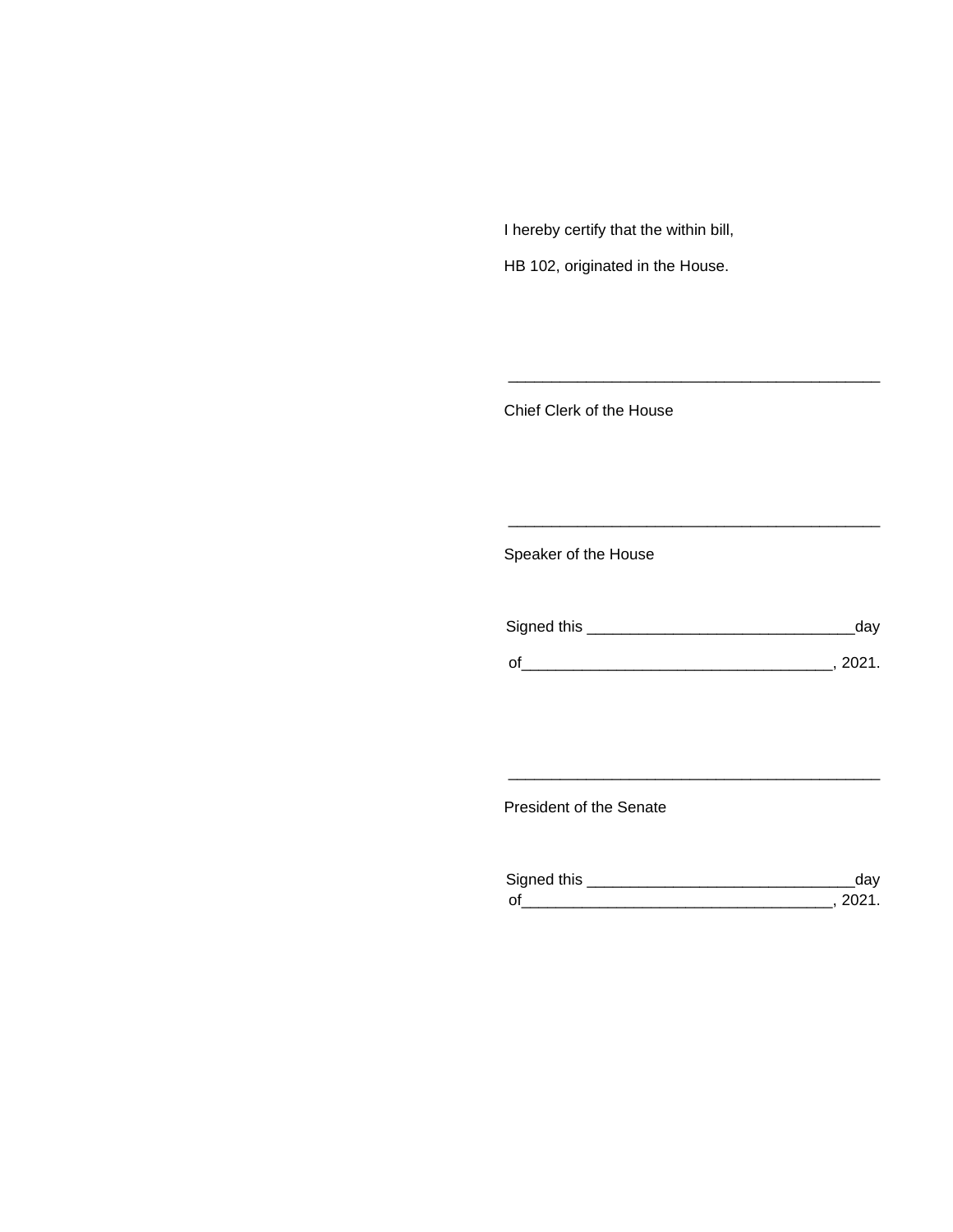I hereby certify that the within bill,

HB 102, originated in the House.

\_\_\_\_\_\_\_\_\_\_\_\_\_\_\_\_\_\_\_\_\_\_\_\_\_\_\_\_\_\_\_\_\_\_\_\_\_\_\_\_\_\_\_\_

Chief Clerk of the House

\_\_\_\_\_\_\_\_\_\_\_\_\_\_\_\_\_\_\_\_\_\_\_\_\_\_\_\_\_\_\_\_\_\_\_\_\_\_\_\_\_\_\_\_

Speaker of the House

Signed this \_\_\_\_\_\_\_\_\_\_\_\_\_\_\_\_\_\_\_\_\_\_\_\_\_\_\_\_\_\_\_day

of\_\_\_\_\_\_\_\_\_\_\_\_\_\_\_\_\_\_\_\_\_\_\_\_\_\_\_\_\_\_\_\_\_\_\_\_, 2021.

\_\_\_\_\_\_\_\_\_\_\_\_\_\_\_\_\_\_\_\_\_\_\_\_\_\_\_\_\_\_\_\_\_\_\_\_\_\_\_\_\_\_\_\_

President of the Senate

Signed this \_\_\_\_\_\_\_\_\_\_\_\_\_\_\_\_\_\_\_\_\_\_\_\_\_\_\_\_\_\_\_day
of\_\_\_\_\_\_\_\_\_\_\_\_\_\_\_\_\_\_\_\_\_\_\_\_\_\_\_\_\_\_\_\_\_\_\_\_, 2021.